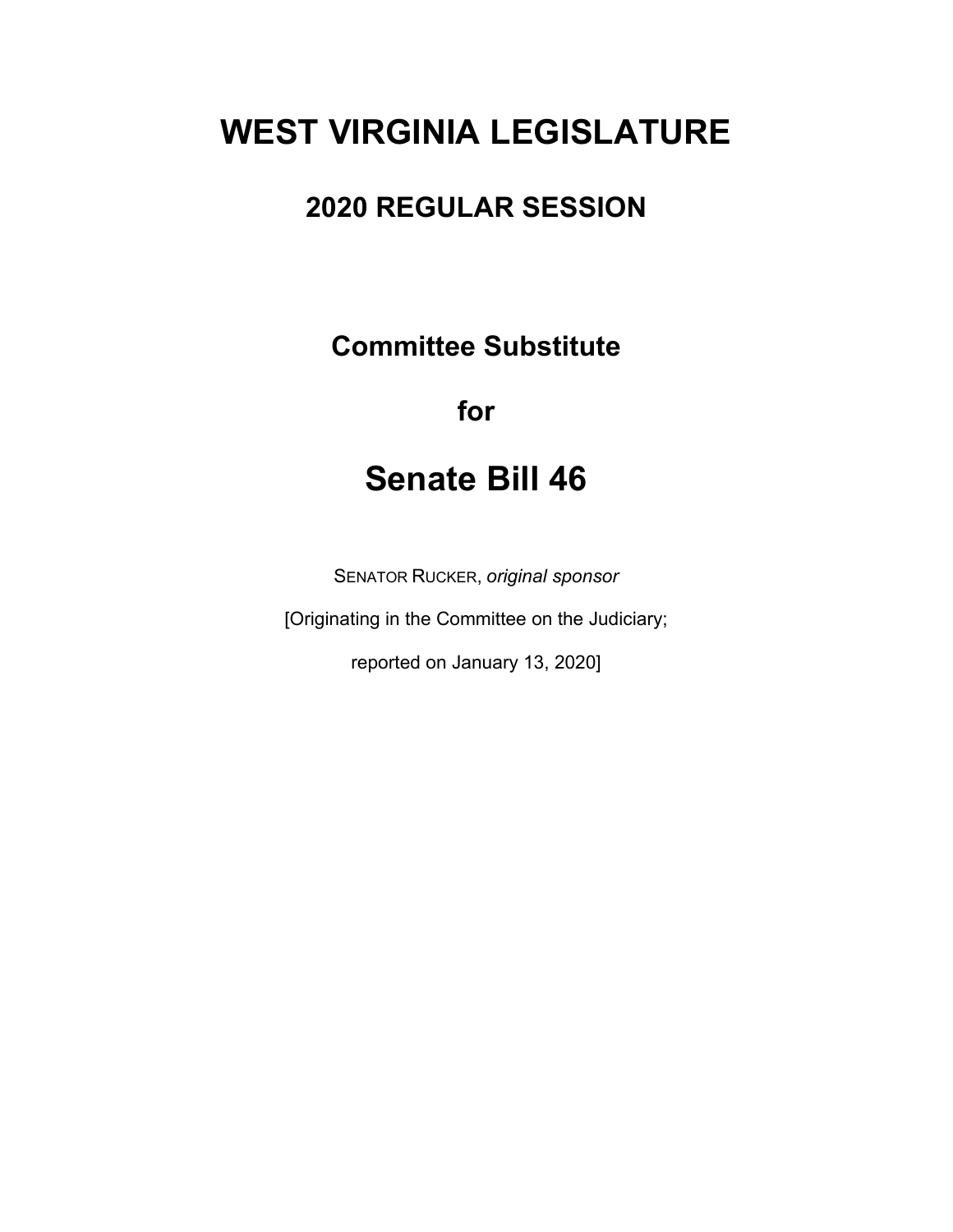# WEST VIRGINIA LEGISLATURE

## 2020 REGULAR SESSION

**Committee Substitute**

**for**

# Senate Bill 46

SENATOR RUCKER, *original sponsor*

[Originating in the Committee on the Judiciary;

reported on January 13, 2020]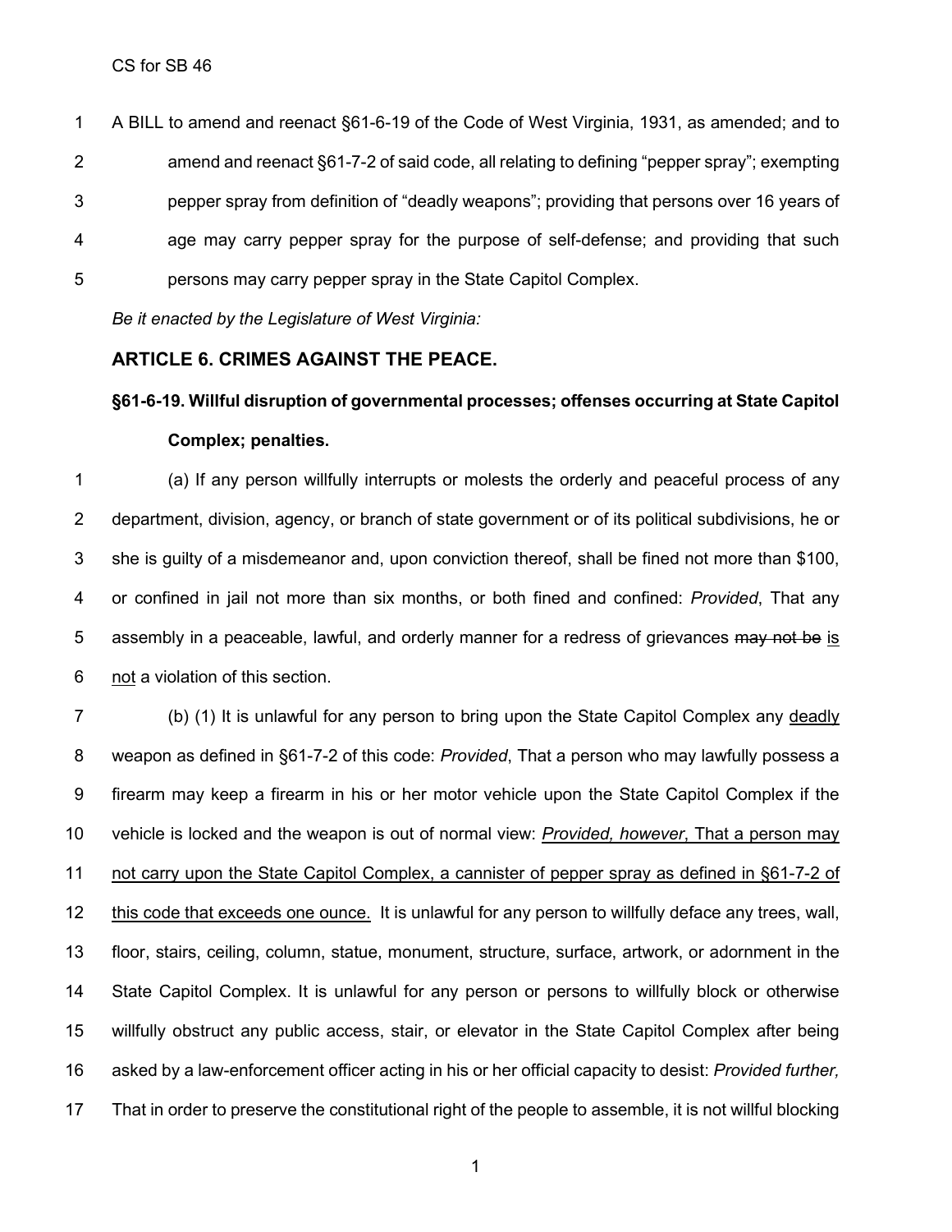A BILL to amend and reenact §61-6-19 of the Code of West Virginia, 1931, as amended; and to amend and reenact §61-7-2 of said code, all relating to defining "pepper spray"; exempting pepper spray from definition of "deadly weapons"; providing that persons over 16 years of age may carry pepper spray for the purpose of self-defense; and providing that such persons may carry pepper spray in the State Capitol Complex.

*Be it enacted by the Legislature of West Virginia:*

## ARTICLE 6. CRIMES AGAINST THE PEACE.

### §61-6-19. Willful disruption of governmental processes; offenses occurring at State Capitol Complex; penalties.

(a) If any person willfully interrupts or molests the orderly and peaceful process of any department, division, agency, or branch of state government or of its political subdivisions, he or she is guilty of a misdemeanor and, upon conviction thereof, shall be fined not more than $100, or confined in jail not more than six months, or both fined and confined: *Provided*, That any assembly in a peaceable, lawful, and orderly manner for a redress of grievances ~~may not be~~ <u>is not</u> a violation of this section.

(b) (1) It is unlawful for any person to bring upon the State Capitol Complex any <u>deadly</u> weapon as defined in §61-7-2 of this code: *Provided*, That a person who may lawfully possess a firearm may keep a firearm in his or her motor vehicle upon the State Capitol Complex if the vehicle is locked and the weapon is out of normal view: <u>*Provided, however*, That a person may not carry upon the State Capitol Complex, a cannister of pepper spray as defined in §61-7-2 of this code that exceeds one ounce.</u> It is unlawful for any person to willfully deface any trees, wall, floor, stairs, ceiling, column, statue, monument, structure, surface, artwork, or adornment in the State Capitol Complex. It is unlawful for any person or persons to willfully block or otherwise willfully obstruct any public access, stair, or elevator in the State Capitol Complex after being asked by a law-enforcement officer acting in his or her official capacity to desist: *Provided further,* That in order to preserve the constitutional right of the people to assemble, it is not willful blocking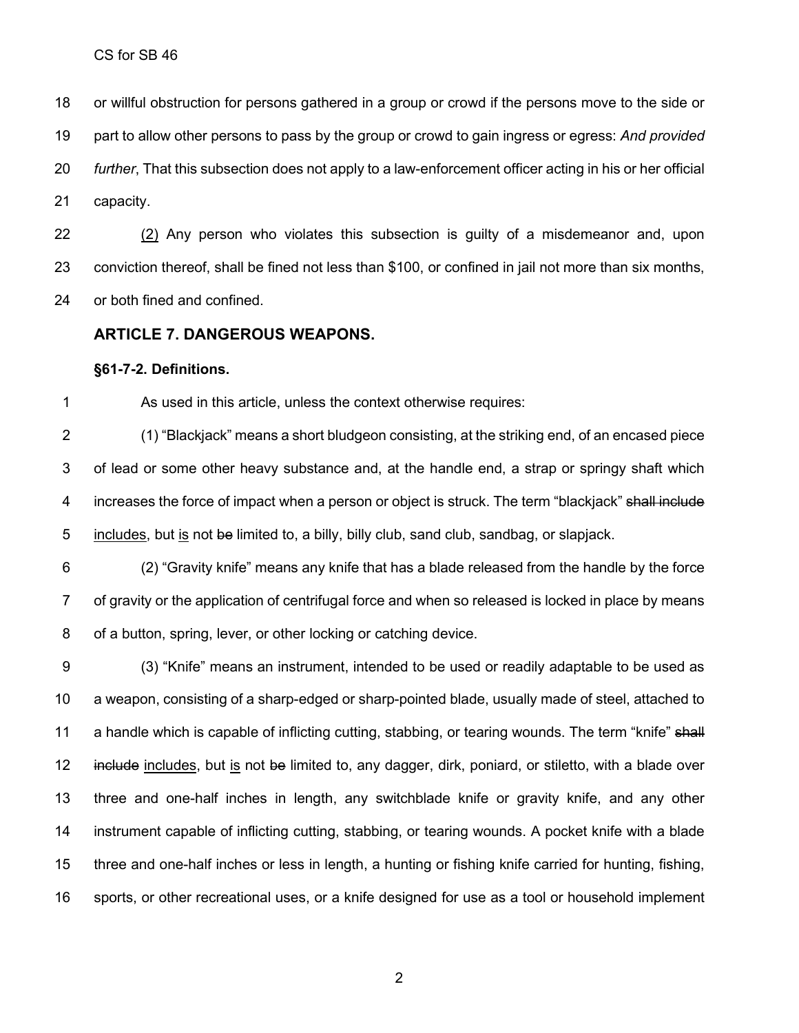or willful obstruction for persons gathered in a group or crowd if the persons move to the side or part to allow other persons to pass by the group or crowd to gain ingress or egress: *And provided further*, That this subsection does not apply to a law-enforcement officer acting in his or her official capacity.

(2) Any person who violates this subsection is guilty of a misdemeanor and, upon conviction thereof, shall be fined not less than $100, or confined in jail not more than six months, or both fined and confined.

## ARTICLE 7. DANGEROUS WEAPONS.

### §61-7-2. Definitions.

As used in this article, unless the context otherwise requires:

(1) "Blackjack" means a short bludgeon consisting, at the striking end, of an encased piece of lead or some other heavy substance and, at the handle end, a strap or springy shaft which increases the force of impact when a person or object is struck. The term "blackjack" ~~shall include~~ includes, but is not ~~be~~ limited to, a billy, billy club, sand club, sandbag, or slapjack.

(2) "Gravity knife" means any knife that has a blade released from the handle by the force of gravity or the application of centrifugal force and when so released is locked in place by means of a button, spring, lever, or other locking or catching device.

(3) "Knife" means an instrument, intended to be used or readily adaptable to be used as a weapon, consisting of a sharp-edged or sharp-pointed blade, usually made of steel, attached to a handle which is capable of inflicting cutting, stabbing, or tearing wounds. The term "knife" ~~shall include~~ includes, but is not ~~be~~ limited to, any dagger, dirk, poniard, or stiletto, with a blade over three and one-half inches in length, any switchblade knife or gravity knife, and any other instrument capable of inflicting cutting, stabbing, or tearing wounds. A pocket knife with a blade three and one-half inches or less in length, a hunting or fishing knife carried for hunting, fishing, sports, or other recreational uses, or a knife designed for use as a tool or household implement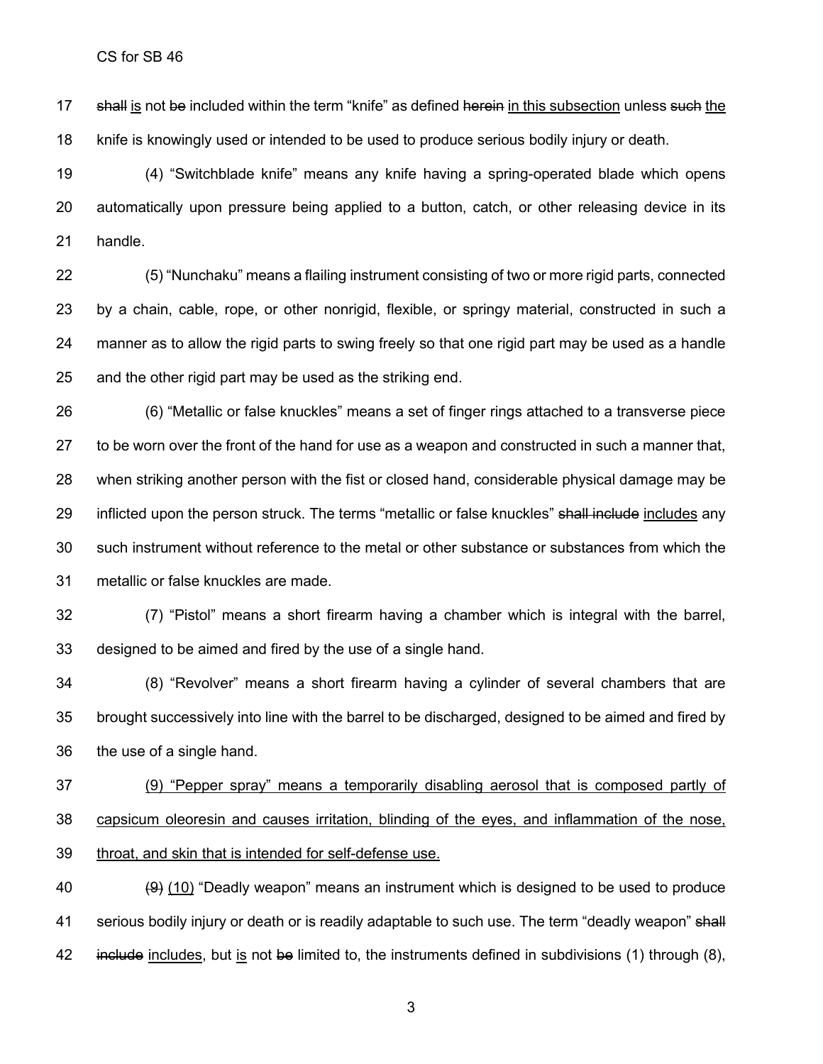~~shall~~ <u>is</u> not ~~be~~ included within the term "knife" as defined ~~herein~~ <u>in this subsection</u> unless ~~such~~ <u>the</u> knife is knowingly used or intended to be used to produce serious bodily injury or death.

(4) "Switchblade knife" means any knife having a spring-operated blade which opens automatically upon pressure being applied to a button, catch, or other releasing device in its handle.

(5) "Nunchaku" means a flailing instrument consisting of two or more rigid parts, connected by a chain, cable, rope, or other nonrigid, flexible, or springy material, constructed in such a manner as to allow the rigid parts to swing freely so that one rigid part may be used as a handle and the other rigid part may be used as the striking end.

(6) "Metallic or false knuckles" means a set of finger rings attached to a transverse piece to be worn over the front of the hand for use as a weapon and constructed in such a manner that, when striking another person with the fist or closed hand, considerable physical damage may be inflicted upon the person struck. The terms "metallic or false knuckles" ~~shall include~~ <u>includes</u> any such instrument without reference to the metal or other substance or substances from which the metallic or false knuckles are made.

(7) "Pistol" means a short firearm having a chamber which is integral with the barrel, designed to be aimed and fired by the use of a single hand.

(8) "Revolver" means a short firearm having a cylinder of several chambers that are brought successively into line with the barrel to be discharged, designed to be aimed and fired by the use of a single hand.

<u>(9) "Pepper spray" means a temporarily disabling aerosol that is composed partly of capsicum oleoresin and causes irritation, blinding of the eyes, and inflammation of the nose, throat, and skin that is intended for self-defense use.</u>

~~(9)~~ <u>(10)</u> "Deadly weapon" means an instrument which is designed to be used to produce serious bodily injury or death or is readily adaptable to such use. The term "deadly weapon" ~~shall include~~ <u>includes</u>, but <u>is</u> not ~~be~~ limited to, the instruments defined in subdivisions (1) through (8),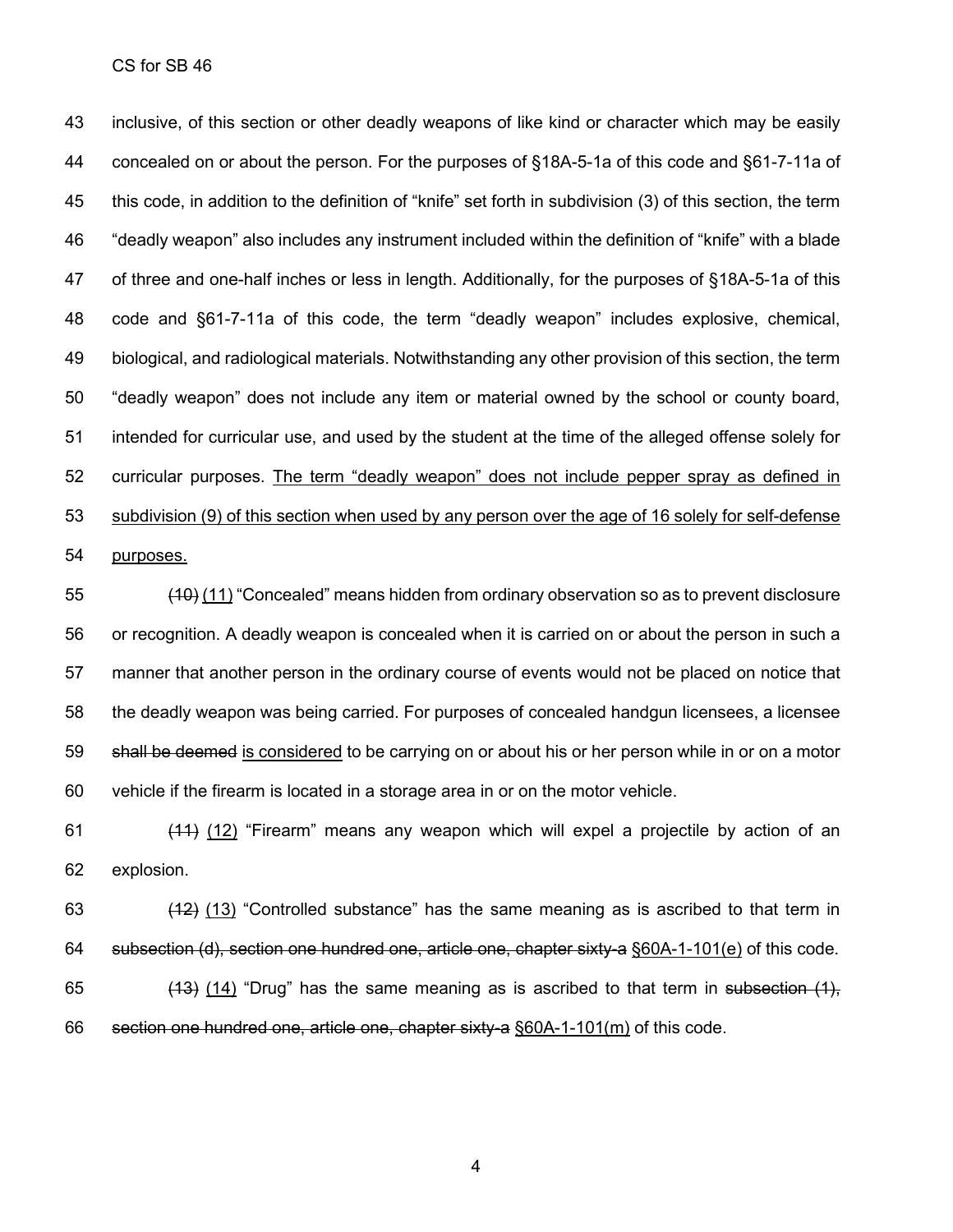inclusive, of this section or other deadly weapons of like kind or character which may be easily concealed on or about the person. For the purposes of §18A-5-1a of this code and §61-7-11a of this code, in addition to the definition of "knife" set forth in subdivision (3) of this section, the term "deadly weapon" also includes any instrument included within the definition of "knife" with a blade of three and one-half inches or less in length. Additionally, for the purposes of §18A-5-1a of this code and §61-7-11a of this code, the term "deadly weapon" includes explosive, chemical, biological, and radiological materials. Notwithstanding any other provision of this section, the term "deadly weapon" does not include any item or material owned by the school or county board, intended for curricular use, and used by the student at the time of the alleged offense solely for curricular purposes. <u>The term "deadly weapon" does not include pepper spray as defined in subdivision (9) of this section when used by any person over the age of 16 solely for self-defense purposes.</u>

~~(10)~~ <u>(11)</u> "Concealed" means hidden from ordinary observation so as to prevent disclosure or recognition. A deadly weapon is concealed when it is carried on or about the person in such a manner that another person in the ordinary course of events would not be placed on notice that the deadly weapon was being carried. For purposes of concealed handgun licensees, a licensee ~~shall be deemed~~ <u>is considered</u> to be carrying on or about his or her person while in or on a motor vehicle if the firearm is located in a storage area in or on the motor vehicle.

~~(11)~~ <u>(12)</u> "Firearm" means any weapon which will expel a projectile by action of an explosion.

~~(12)~~ <u>(13)</u> "Controlled substance" has the same meaning as is ascribed to that term in ~~subsection (d), section one hundred one, article one, chapter sixty-a~~ <u>§60A-1-101(e)</u> of this code.

~~(13)~~ <u>(14)</u> "Drug" has the same meaning as is ascribed to that term in ~~subsection (1), section one hundred one, article one, chapter sixty-a~~ <u>§60A-1-101(m)</u> of this code.